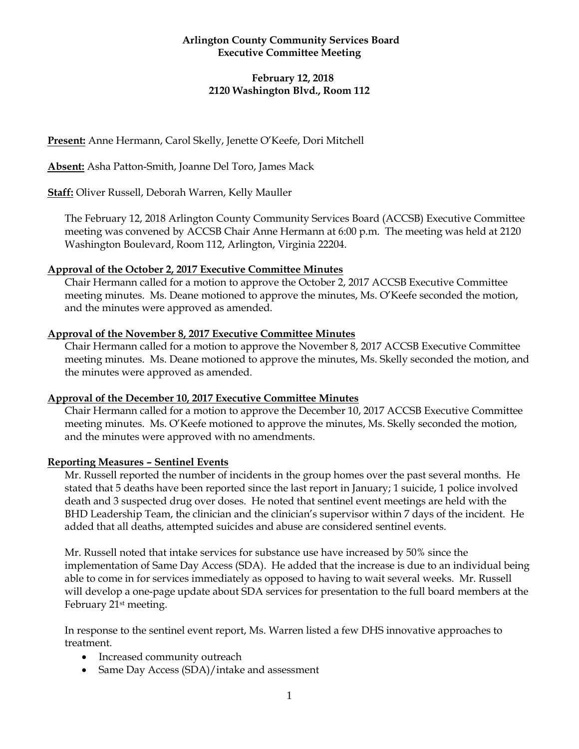**Arlington County Community Services Board**
**Executive Committee Meeting**

**February 12, 2018**
**2120 Washington Blvd., Room 112**

**Present:** Anne Hermann, Carol Skelly, Jenette O'Keefe, Dori Mitchell

**Absent:** Asha Patton-Smith, Joanne Del Toro, James Mack

**Staff:** Oliver Russell, Deborah Warren, Kelly Mauller

The February 12, 2018 Arlington County Community Services Board (ACCSB) Executive Committee meeting was convened by ACCSB Chair Anne Hermann at 6:00 p.m. The meeting was held at 2120 Washington Boulevard, Room 112, Arlington, Virginia 22204.

**Approval of the October 2, 2017 Executive Committee Minutes**

Chair Hermann called for a motion to approve the October 2, 2017 ACCSB Executive Committee meeting minutes. Ms. Deane motioned to approve the minutes, Ms. O'Keefe seconded the motion, and the minutes were approved as amended.

**Approval of the November 8, 2017 Executive Committee Minutes**

Chair Hermann called for a motion to approve the November 8, 2017 ACCSB Executive Committee meeting minutes. Ms. Deane motioned to approve the minutes, Ms. Skelly seconded the motion, and the minutes were approved as amended.

**Approval of the December 10, 2017 Executive Committee Minutes**

Chair Hermann called for a motion to approve the December 10, 2017 ACCSB Executive Committee meeting minutes. Ms. O'Keefe motioned to approve the minutes, Ms. Skelly seconded the motion, and the minutes were approved with no amendments.

**Reporting Measures – Sentinel Events**

Mr. Russell reported the number of incidents in the group homes over the past several months. He stated that 5 deaths have been reported since the last report in January; 1 suicide, 1 police involved death and 3 suspected drug over doses. He noted that sentinel event meetings are held with the BHD Leadership Team, the clinician and the clinician's supervisor within 7 days of the incident. He added that all deaths, attempted suicides and abuse are considered sentinel events.

Mr. Russell noted that intake services for substance use have increased by 50% since the implementation of Same Day Access (SDA). He added that the increase is due to an individual being able to come in for services immediately as opposed to having to wait several weeks. Mr. Russell will develop a one-page update about SDA services for presentation to the full board members at the February 21st meeting.

In response to the sentinel event report, Ms. Warren listed a few DHS innovative approaches to treatment.

- Increased community outreach
- Same Day Access (SDA)/intake and assessment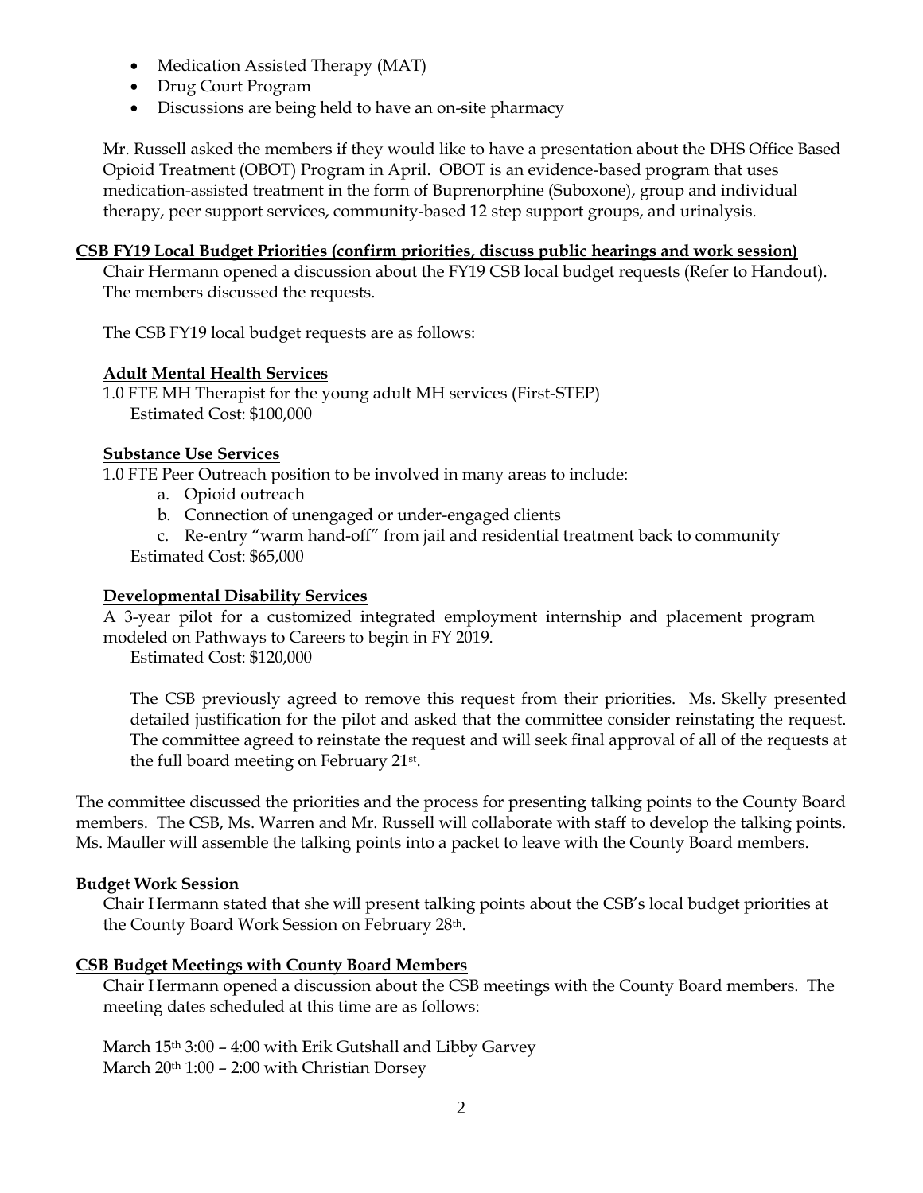- Medication Assisted Therapy (MAT)
- Drug Court Program
- Discussions are being held to have an on-site pharmacy

Mr. Russell asked the members if they would like to have a presentation about the DHS Office Based Opioid Treatment (OBOT) Program in April. OBOT is an evidence-based program that uses medication-assisted treatment in the form of Buprenorphine (Suboxone), group and individual therapy, peer support services, community-based 12 step support groups, and urinalysis.

**CSB FY19 Local Budget Priorities (confirm priorities, discuss public hearings and work session)**

Chair Hermann opened a discussion about the FY19 CSB local budget requests (Refer to Handout). The members discussed the requests.

The CSB FY19 local budget requests are as follows:

**Adult Mental Health Services**

1.0 FTE MH Therapist for the young adult MH services (First-STEP)
Estimated Cost: $100,000

**Substance Use Services**

1.0 FTE Peer Outreach position to be involved in many areas to include:

a. Opioid outreach
b. Connection of unengaged or under-engaged clients
c. Re-entry "warm hand-off" from jail and residential treatment back to community

Estimated Cost: $65,000

**Developmental Disability Services**

A 3-year pilot for a customized integrated employment internship and placement program modeled on Pathways to Careers to begin in FY 2019.
Estimated Cost: $120,000

The CSB previously agreed to remove this request from their priorities. Ms. Skelly presented detailed justification for the pilot and asked that the committee consider reinstating the request. The committee agreed to reinstate the request and will seek final approval of all of the requests at the full board meeting on February 21st.

The committee discussed the priorities and the process for presenting talking points to the County Board members. The CSB, Ms. Warren and Mr. Russell will collaborate with staff to develop the talking points. Ms. Mauller will assemble the talking points into a packet to leave with the County Board members.

**Budget Work Session**

Chair Hermann stated that she will present talking points about the CSB's local budget priorities at the County Board Work Session on February 28th.

**CSB Budget Meetings with County Board Members**

Chair Hermann opened a discussion about the CSB meetings with the County Board members. The meeting dates scheduled at this time are as follows:

March 15th 3:00 – 4:00 with Erik Gutshall and Libby Garvey
March 20th 1:00 – 2:00 with Christian Dorsey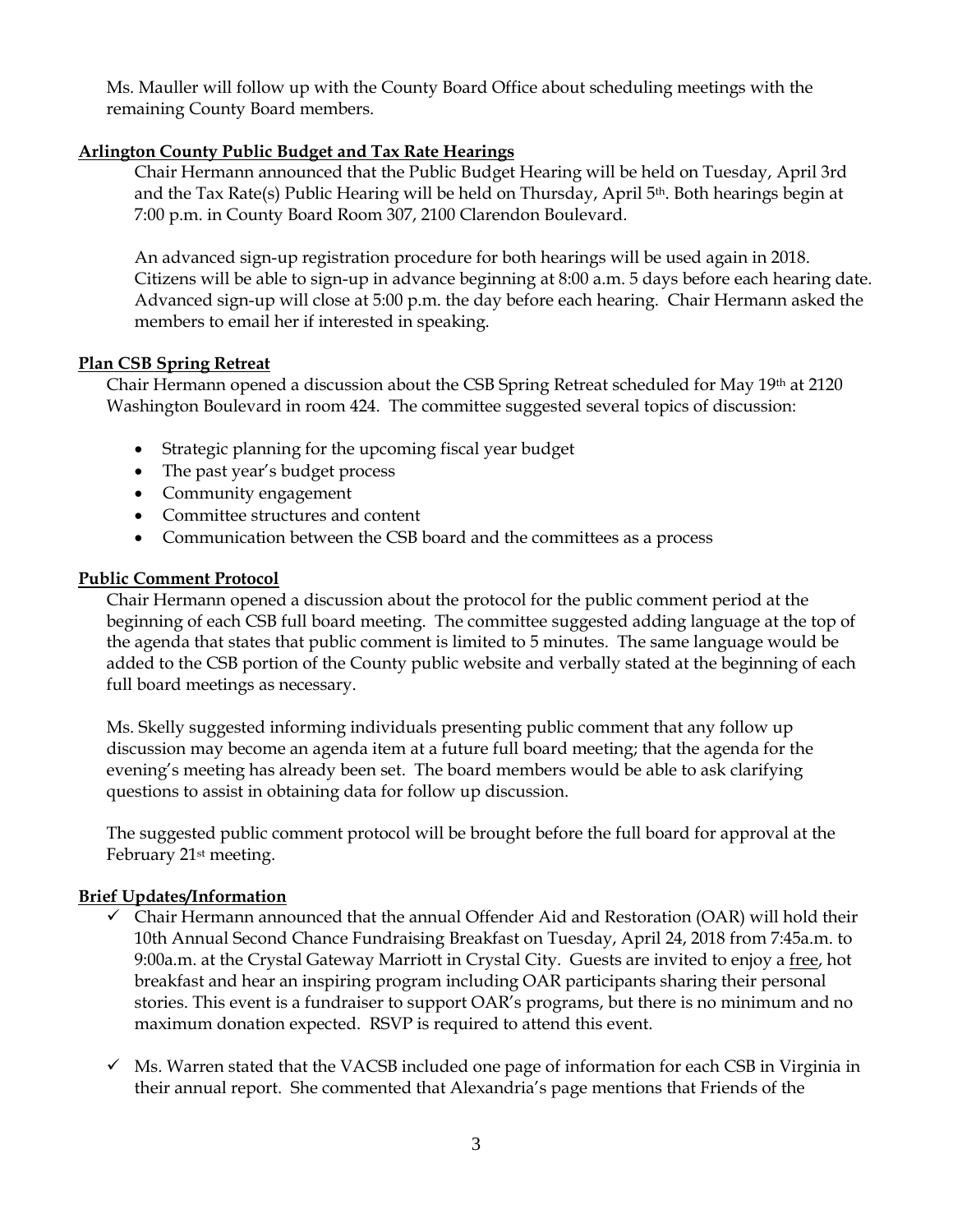Ms. Mauller will follow up with the County Board Office about scheduling meetings with the remaining County Board members.

**Arlington County Public Budget and Tax Rate Hearings**

Chair Hermann announced that the Public Budget Hearing will be held on Tuesday, April 3rd and the Tax Rate(s) Public Hearing will be held on Thursday, April 5th. Both hearings begin at 7:00 p.m. in County Board Room 307, 2100 Clarendon Boulevard.

An advanced sign-up registration procedure for both hearings will be used again in 2018. Citizens will be able to sign-up in advance beginning at 8:00 a.m. 5 days before each hearing date. Advanced sign-up will close at 5:00 p.m. the day before each hearing. Chair Hermann asked the members to email her if interested in speaking.

**Plan CSB Spring Retreat**

Chair Hermann opened a discussion about the CSB Spring Retreat scheduled for May 19th at 2120 Washington Boulevard in room 424. The committee suggested several topics of discussion:

- Strategic planning for the upcoming fiscal year budget
- The past year's budget process
- Community engagement
- Committee structures and content
- Communication between the CSB board and the committees as a process

**Public Comment Protocol**

Chair Hermann opened a discussion about the protocol for the public comment period at the beginning of each CSB full board meeting. The committee suggested adding language at the top of the agenda that states that public comment is limited to 5 minutes. The same language would be added to the CSB portion of the County public website and verbally stated at the beginning of each full board meetings as necessary.

Ms. Skelly suggested informing individuals presenting public comment that any follow up discussion may become an agenda item at a future full board meeting; that the agenda for the evening's meeting has already been set. The board members would be able to ask clarifying questions to assist in obtaining data for follow up discussion.

The suggested public comment protocol will be brought before the full board for approval at the February 21st meeting.

**Brief Updates/Information**

- ✓ Chair Hermann announced that the annual Offender Aid and Restoration (OAR) will hold their 10th Annual Second Chance Fundraising Breakfast on Tuesday, April 24, 2018 from 7:45a.m. to 9:00a.m. at the Crystal Gateway Marriott in Crystal City. Guests are invited to enjoy a free, hot breakfast and hear an inspiring program including OAR participants sharing their personal stories. This event is a fundraiser to support OAR's programs, but there is no minimum and no maximum donation expected. RSVP is required to attend this event.

- ✓ Ms. Warren stated that the VACSB included one page of information for each CSB in Virginia in their annual report. She commented that Alexandria's page mentions that Friends of the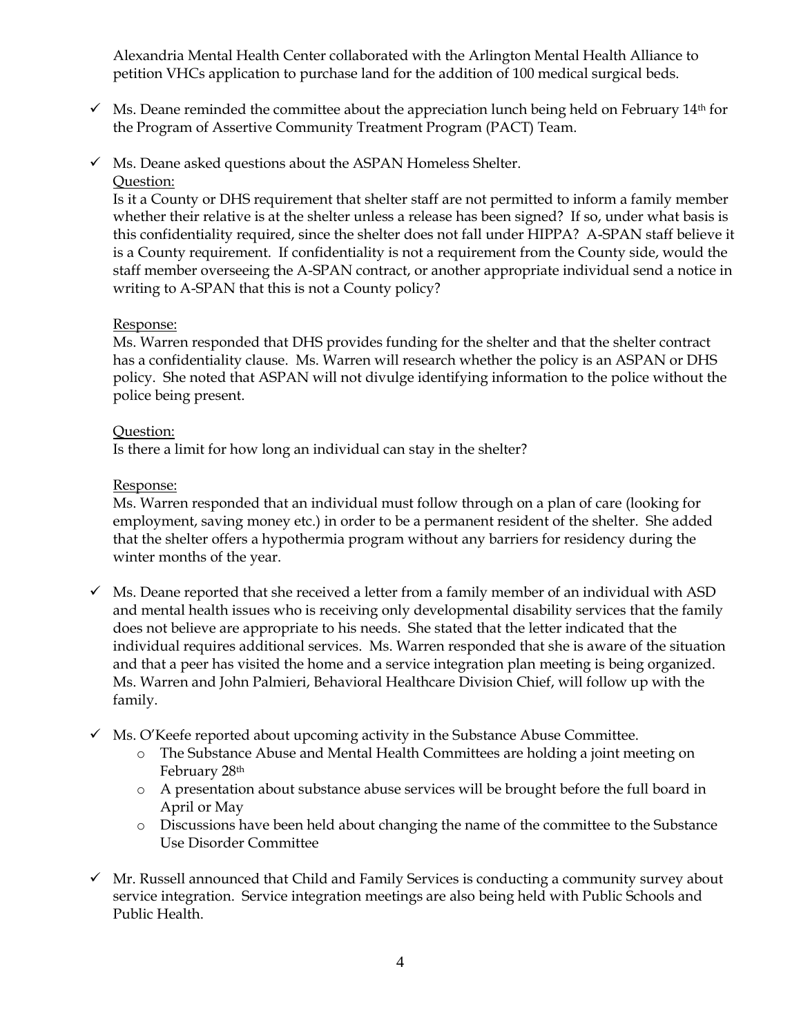Alexandria Mental Health Center collaborated with the Arlington Mental Health Alliance to petition VHCs application to purchase land for the addition of 100 medical surgical beds.

- ✓ Ms. Deane reminded the committee about the appreciation lunch being held on February 14th for the Program of Assertive Community Treatment Program (PACT) Team.

- ✓ Ms. Deane asked questions about the ASPAN Homeless Shelter.

  Question:

  Is it a County or DHS requirement that shelter staff are not permitted to inform a family member whether their relative is at the shelter unless a release has been signed? If so, under what basis is this confidentiality required, since the shelter does not fall under HIPPA? A-SPAN staff believe it is a County requirement. If confidentiality is not a requirement from the County side, would the staff member overseeing the A-SPAN contract, or another appropriate individual send a notice in writing to A-SPAN that this is not a County policy?

  Response:

  Ms. Warren responded that DHS provides funding for the shelter and that the shelter contract has a confidentiality clause. Ms. Warren will research whether the policy is an ASPAN or DHS policy. She noted that ASPAN will not divulge identifying information to the police without the police being present.

  Question:

  Is there a limit for how long an individual can stay in the shelter?

  Response:

  Ms. Warren responded that an individual must follow through on a plan of care (looking for employment, saving money etc.) in order to be a permanent resident of the shelter. She added that the shelter offers a hypothermia program without any barriers for residency during the winter months of the year.

- ✓ Ms. Deane reported that she received a letter from a family member of an individual with ASD and mental health issues who is receiving only developmental disability services that the family does not believe are appropriate to his needs. She stated that the letter indicated that the individual requires additional services. Ms. Warren responded that she is aware of the situation and that a peer has visited the home and a service integration plan meeting is being organized. Ms. Warren and John Palmieri, Behavioral Healthcare Division Chief, will follow up with the family.

- ✓ Ms. O'Keefe reported about upcoming activity in the Substance Abuse Committee.
  - The Substance Abuse and Mental Health Committees are holding a joint meeting on February 28th
  - A presentation about substance abuse services will be brought before the full board in April or May
  - Discussions have been held about changing the name of the committee to the Substance Use Disorder Committee

- ✓ Mr. Russell announced that Child and Family Services is conducting a community survey about service integration. Service integration meetings are also being held with Public Schools and Public Health.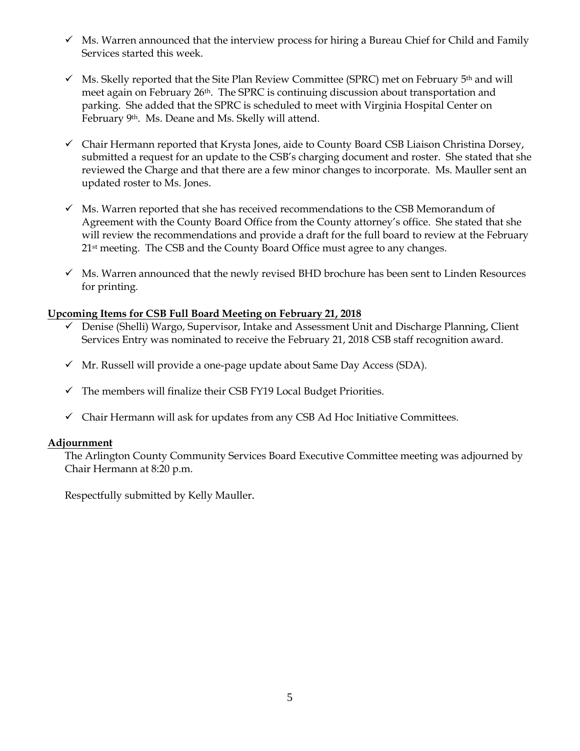- ✓ Ms. Warren announced that the interview process for hiring a Bureau Chief for Child and Family Services started this week.

- ✓ Ms. Skelly reported that the Site Plan Review Committee (SPRC) met on February 5th and will meet again on February 26th. The SPRC is continuing discussion about transportation and parking. She added that the SPRC is scheduled to meet with Virginia Hospital Center on February 9th. Ms. Deane and Ms. Skelly will attend.

- ✓ Chair Hermann reported that Krysta Jones, aide to County Board CSB Liaison Christina Dorsey, submitted a request for an update to the CSB's charging document and roster. She stated that she reviewed the Charge and that there are a few minor changes to incorporate. Ms. Mauller sent an updated roster to Ms. Jones.

- ✓ Ms. Warren reported that she has received recommendations to the CSB Memorandum of Agreement with the County Board Office from the County attorney's office. She stated that she will review the recommendations and provide a draft for the full board to review at the February 21st meeting. The CSB and the County Board Office must agree to any changes.

- ✓ Ms. Warren announced that the newly revised BHD brochure has been sent to Linden Resources for printing.

**Upcoming Items for CSB Full Board Meeting on February 21, 2018**

- ✓ Denise (Shelli) Wargo, Supervisor, Intake and Assessment Unit and Discharge Planning, Client Services Entry was nominated to receive the February 21, 2018 CSB staff recognition award.

- ✓ Mr. Russell will provide a one-page update about Same Day Access (SDA).

- ✓ The members will finalize their CSB FY19 Local Budget Priorities.

- ✓ Chair Hermann will ask for updates from any CSB Ad Hoc Initiative Committees.

**Adjournment**

The Arlington County Community Services Board Executive Committee meeting was adjourned by Chair Hermann at 8:20 p.m.

Respectfully submitted by Kelly Mauller.